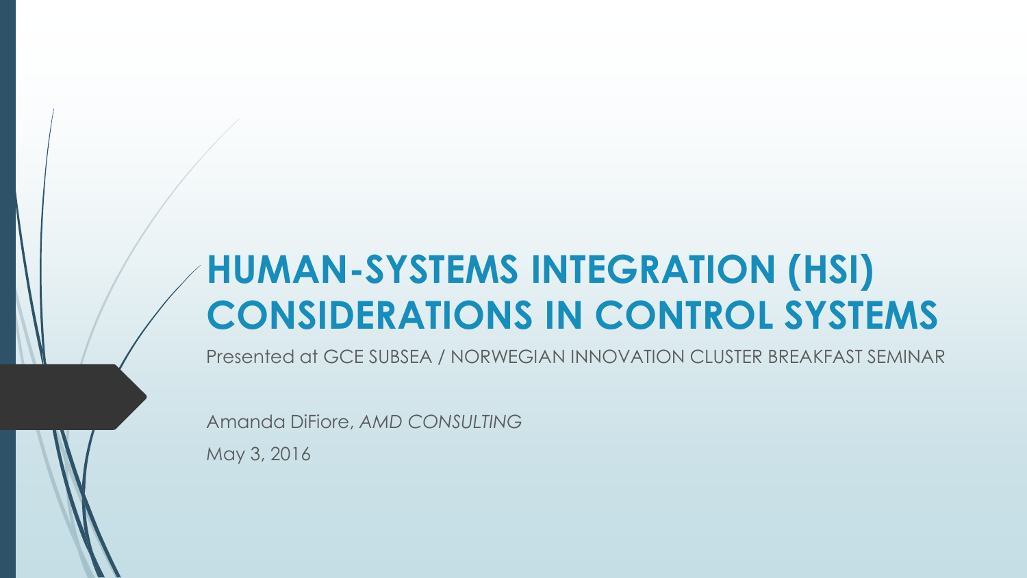# HUMAN-SYSTEMS INTEGRATION (HSI) CONSIDERATIONS IN CONTROL SYSTEMS

Presented at GCE SUBSEA / NORWEGIAN INNOVATION CLUSTER BREAKFAST SEMINAR

Amanda DiFiore, *AMD CONSULTING*

May 3, 2016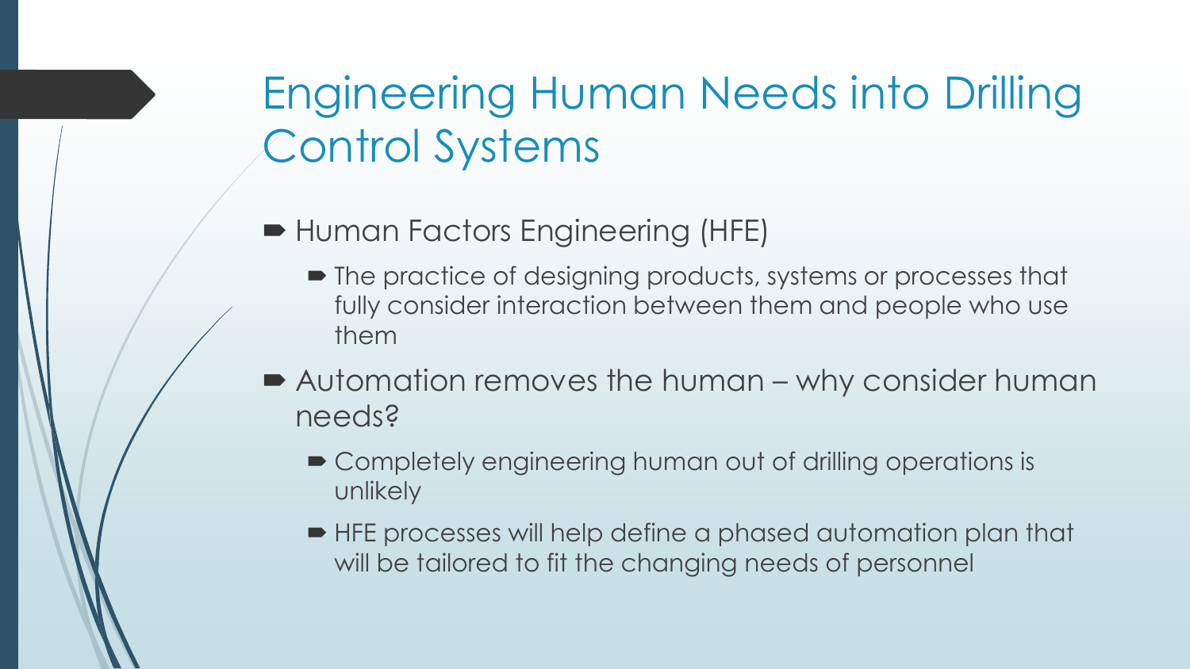# Engineering Human Needs into Drilling Control Systems

- Human Factors Engineering (HFE)
  - The practice of designing products, systems or processes that fully consider interaction between them and people who use them
- Automation removes the human – why consider human needs?
  - Completely engineering human out of drilling operations is unlikely
  - HFE processes will help define a phased automation plan that will be tailored to fit the changing needs of personnel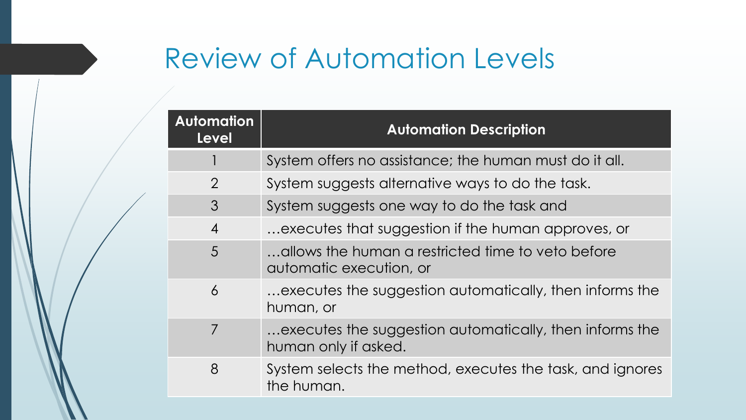# Review of Automation Levels

| Automation Level | Automation Description |
| --- | --- |
| 1 | System offers no assistance; the human must do it all. |
| 2 | System suggests alternative ways to do the task. |
| 3 | System suggests one way to do the task and |
| 4 | …executes that suggestion if the human approves, or |
| 5 | …allows the human a restricted time to veto before automatic execution, or |
| 6 | …executes the suggestion automatically, then informs the human, or |
| 7 | …executes the suggestion automatically, then informs the human only if asked. |
| 8 | System selects the method, executes the task, and ignores the human. |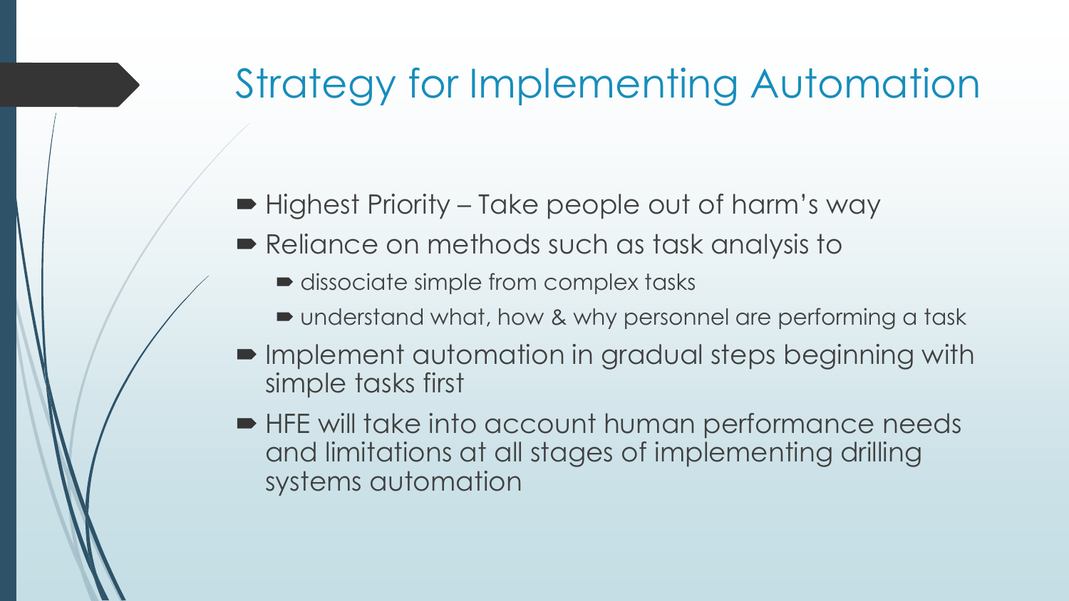# Strategy for Implementing Automation

- Highest Priority – Take people out of harm's way
- Reliance on methods such as task analysis to
  - dissociate simple from complex tasks
  - understand what, how & why personnel are performing a task
- Implement automation in gradual steps beginning with simple tasks first
- HFE will take into account human performance needs and limitations at all stages of implementing drilling systems automation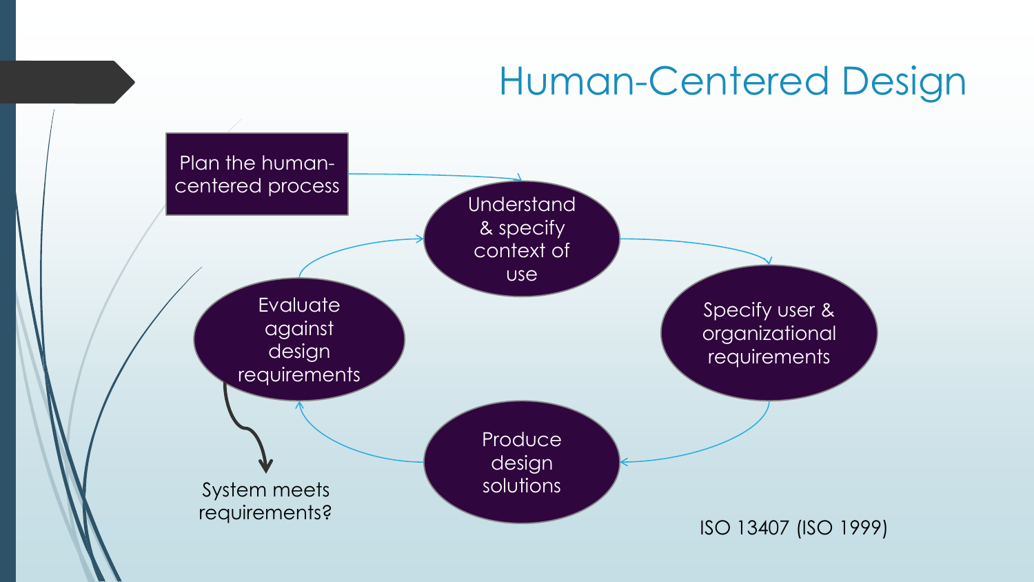# Human-Centered Design

Plan the human-centered process

Understand & specify context of use

Specify user & organizational requirements

Produce design solutions

Evaluate against design requirements

System meets requirements?

ISO 13407 (ISO 1999)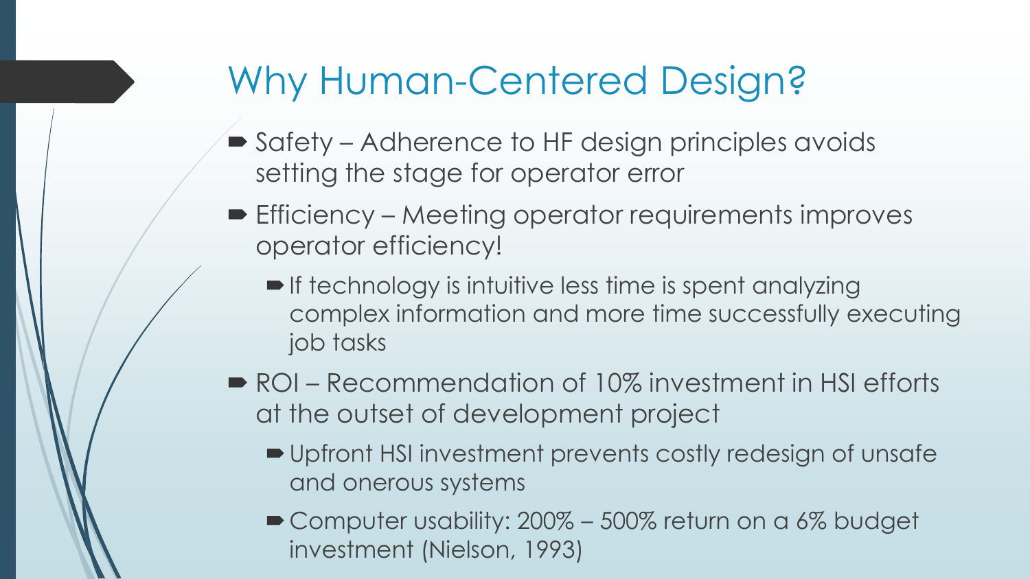# Why Human-Centered Design?

- Safety – Adherence to HF design principles avoids setting the stage for operator error
- Efficiency – Meeting operator requirements improves operator efficiency!
  - If technology is intuitive less time is spent analyzing complex information and more time successfully executing job tasks
- ROI – Recommendation of 10% investment in HSI efforts at the outset of development project
  - Upfront HSI investment prevents costly redesign of unsafe and onerous systems
  - Computer usability: 200% – 500% return on a 6% budget investment (Nielson, 1993)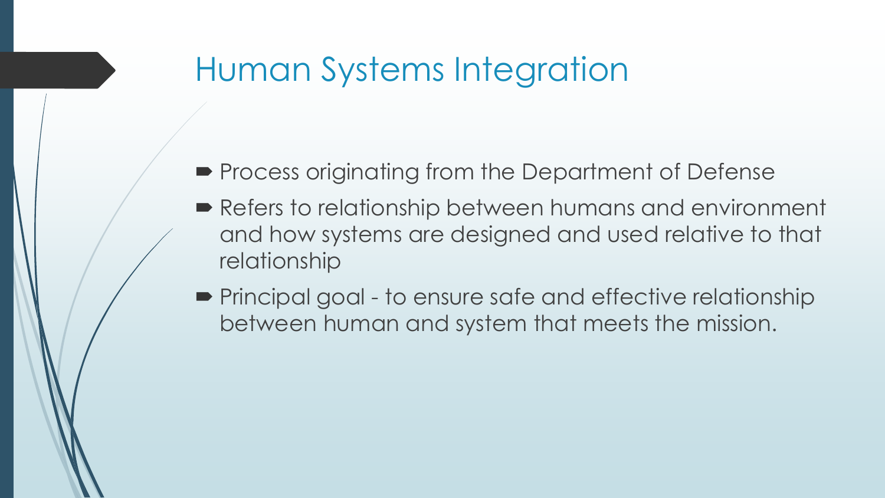# Human Systems Integration

- Process originating from the Department of Defense
- Refers to relationship between humans and environment and how systems are designed and used relative to that relationship
- Principal goal - to ensure safe and effective relationship between human and system that meets the mission.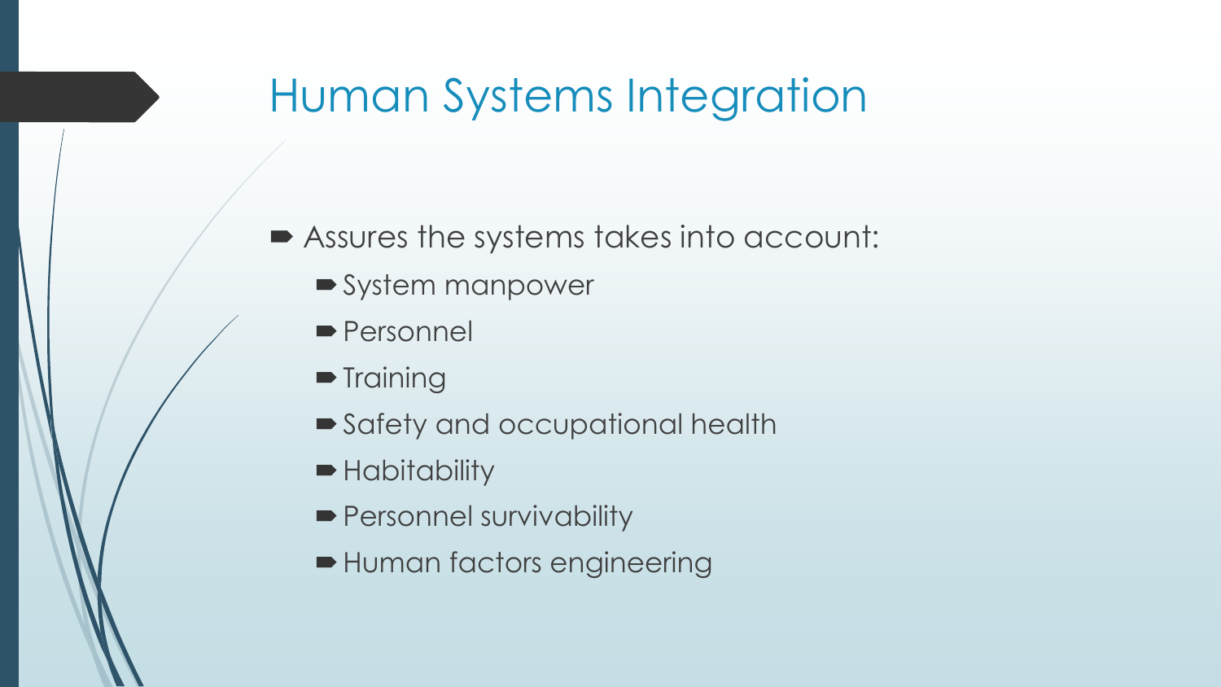# Human Systems Integration

- Assures the systems takes into account:
  - System manpower
  - Personnel
  - Training
  - Safety and occupational health
  - Habitability
  - Personnel survivability
  - Human factors engineering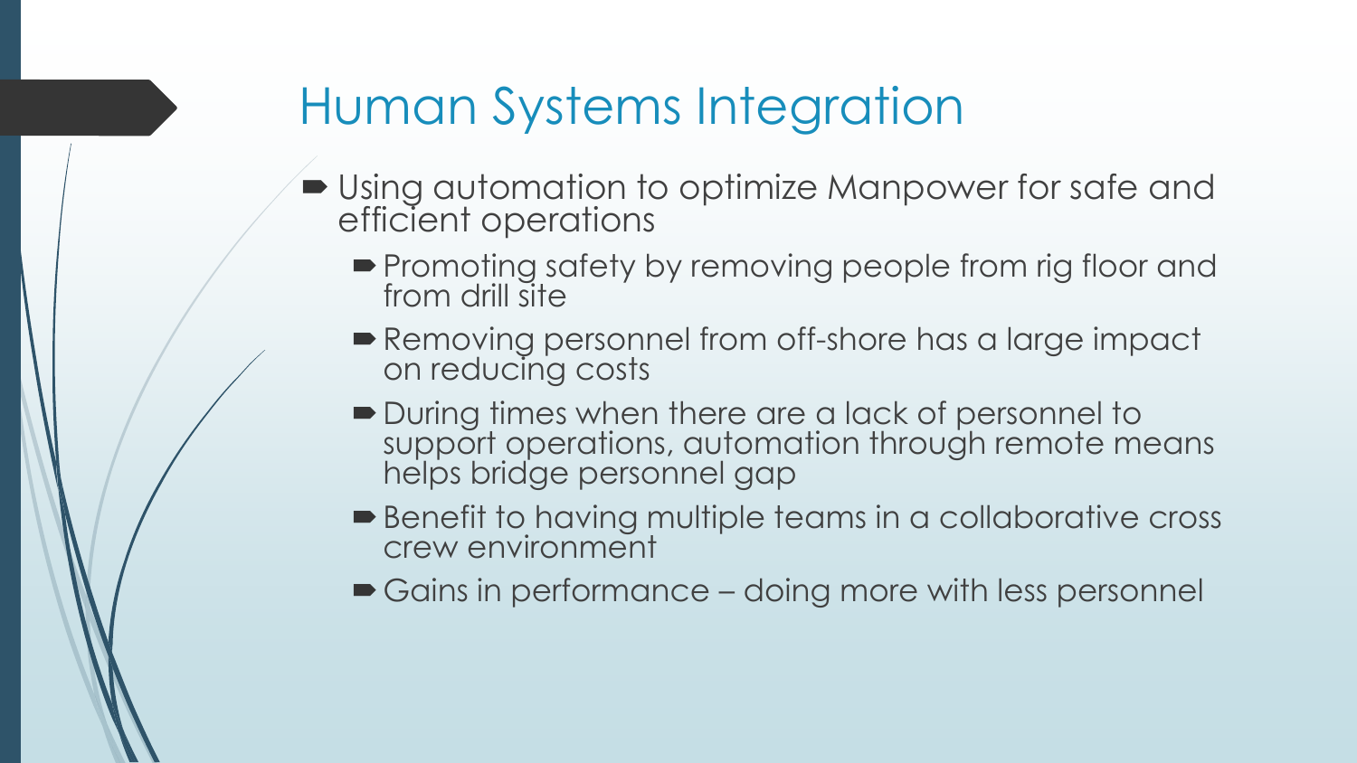# Human Systems Integration

- Using automation to optimize Manpower for safe and efficient operations
  - Promoting safety by removing people from rig floor and from drill site
  - Removing personnel from off-shore has a large impact on reducing costs
  - During times when there are a lack of personnel to support operations, automation through remote means helps bridge personnel gap
  - Benefit to having multiple teams in a collaborative cross crew environment
  - Gains in performance – doing more with less personnel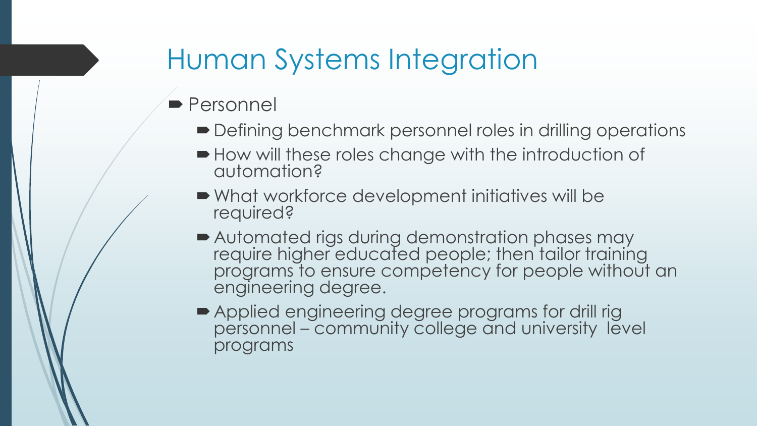# Human Systems Integration

- Personnel
  - Defining benchmark personnel roles in drilling operations
  - How will these roles change with the introduction of automation?
  - What workforce development initiatives will be required?
  - Automated rigs during demonstration phases may require higher educated people; then tailor training programs to ensure competency for people without an engineering degree.
  - Applied engineering degree programs for drill rig personnel – community college and university level programs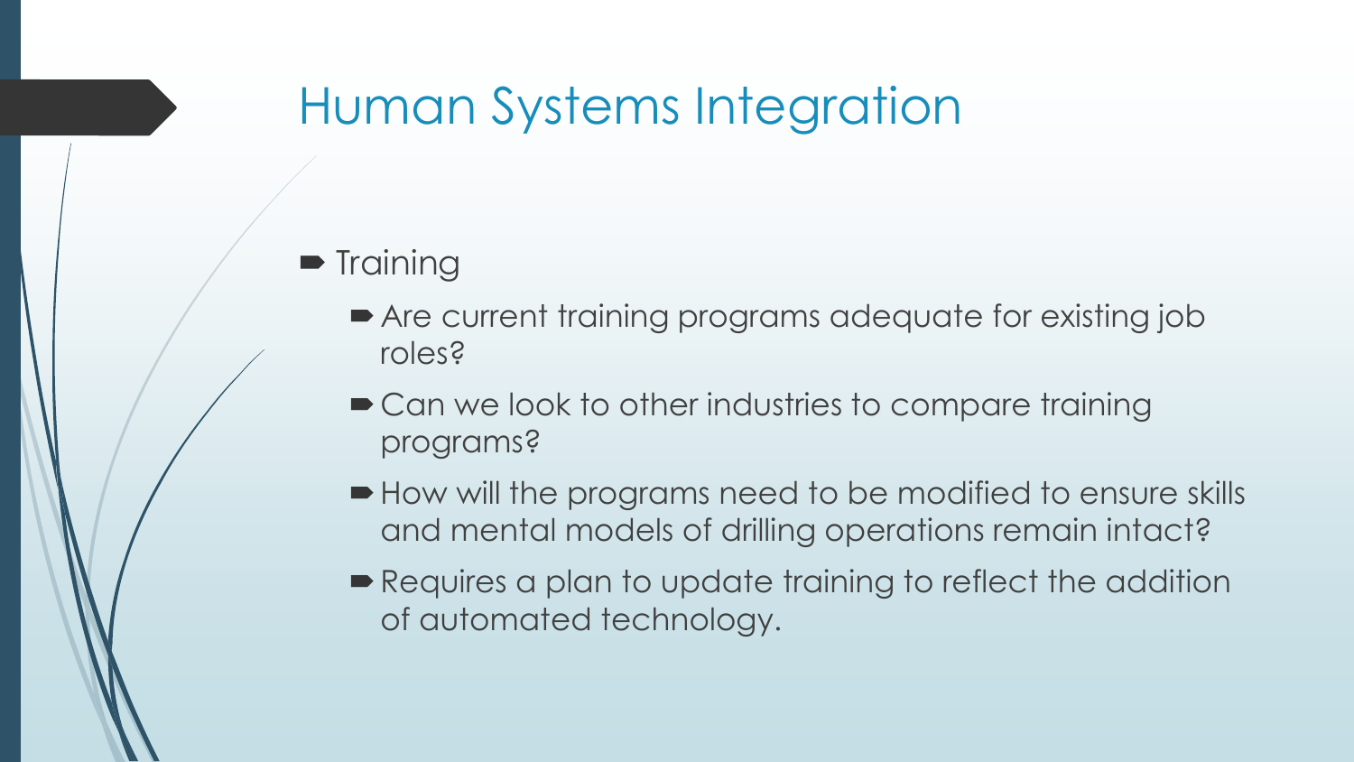# Human Systems Integration

- Training
  - Are current training programs adequate for existing job roles?
  - Can we look to other industries to compare training programs?
  - How will the programs need to be modified to ensure skills and mental models of drilling operations remain intact?
  - Requires a plan to update training to reflect the addition of automated technology.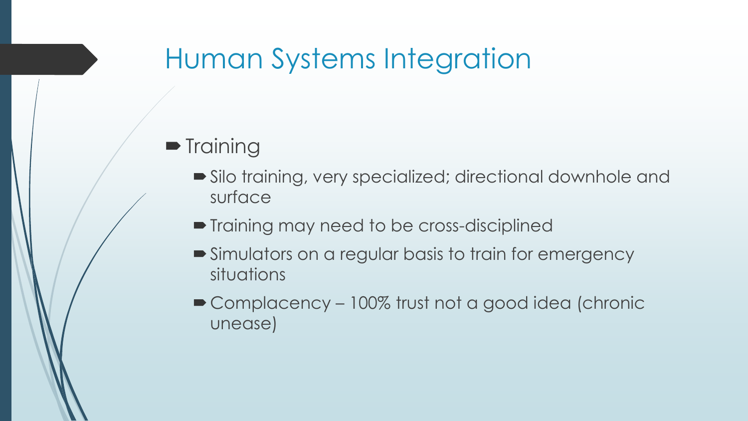# Human Systems Integration

- Training
  - Silo training, very specialized; directional downhole and surface
  - Training may need to be cross-disciplined
  - Simulators on a regular basis to train for emergency situations
  - Complacency – 100% trust not a good idea (chronic unease)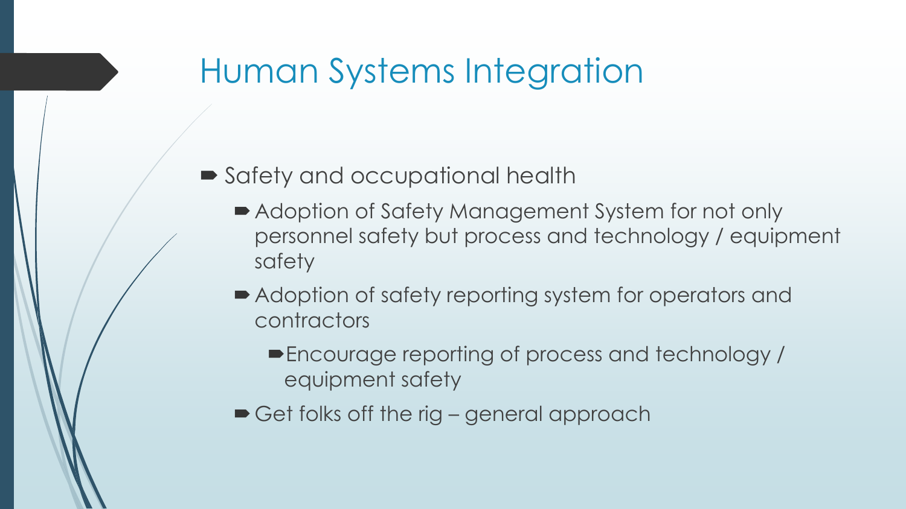# Human Systems Integration

- Safety and occupational health
  - Adoption of Safety Management System for not only personnel safety but process and technology / equipment safety
  - Adoption of safety reporting system for operators and contractors
    - Encourage reporting of process and technology / equipment safety
  - Get folks off the rig – general approach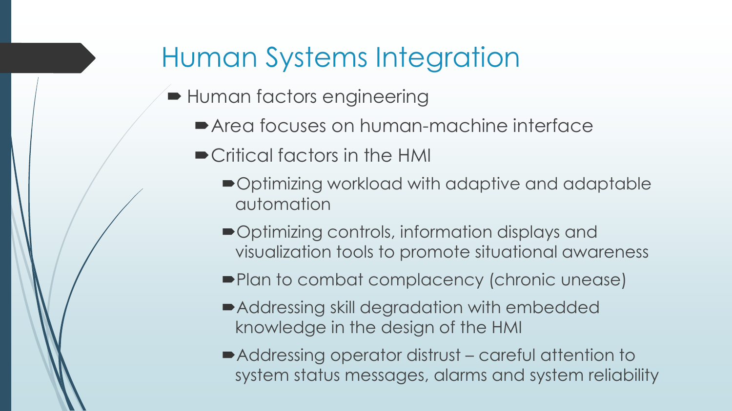# Human Systems Integration

- Human factors engineering
  - Area focuses on human-machine interface
  - Critical factors in the HMI
    - Optimizing workload with adaptive and adaptable automation
    - Optimizing controls, information displays and visualization tools to promote situational awareness
    - Plan to combat complacency (chronic unease)
    - Addressing skill degradation with embedded knowledge in the design of the HMI
    - Addressing operator distrust – careful attention to system status messages, alarms and system reliability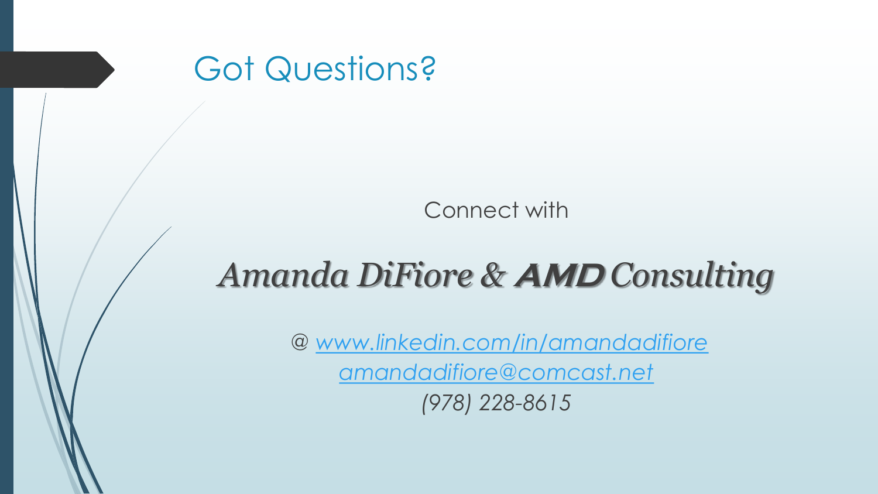# Got Questions?

Connect with

***Amanda DiFiore & AMD Consulting***

@ *www.linkedin.com/in/amandadifiore*

*amandadifiore@comcast.net*

*(978) 228-8615*